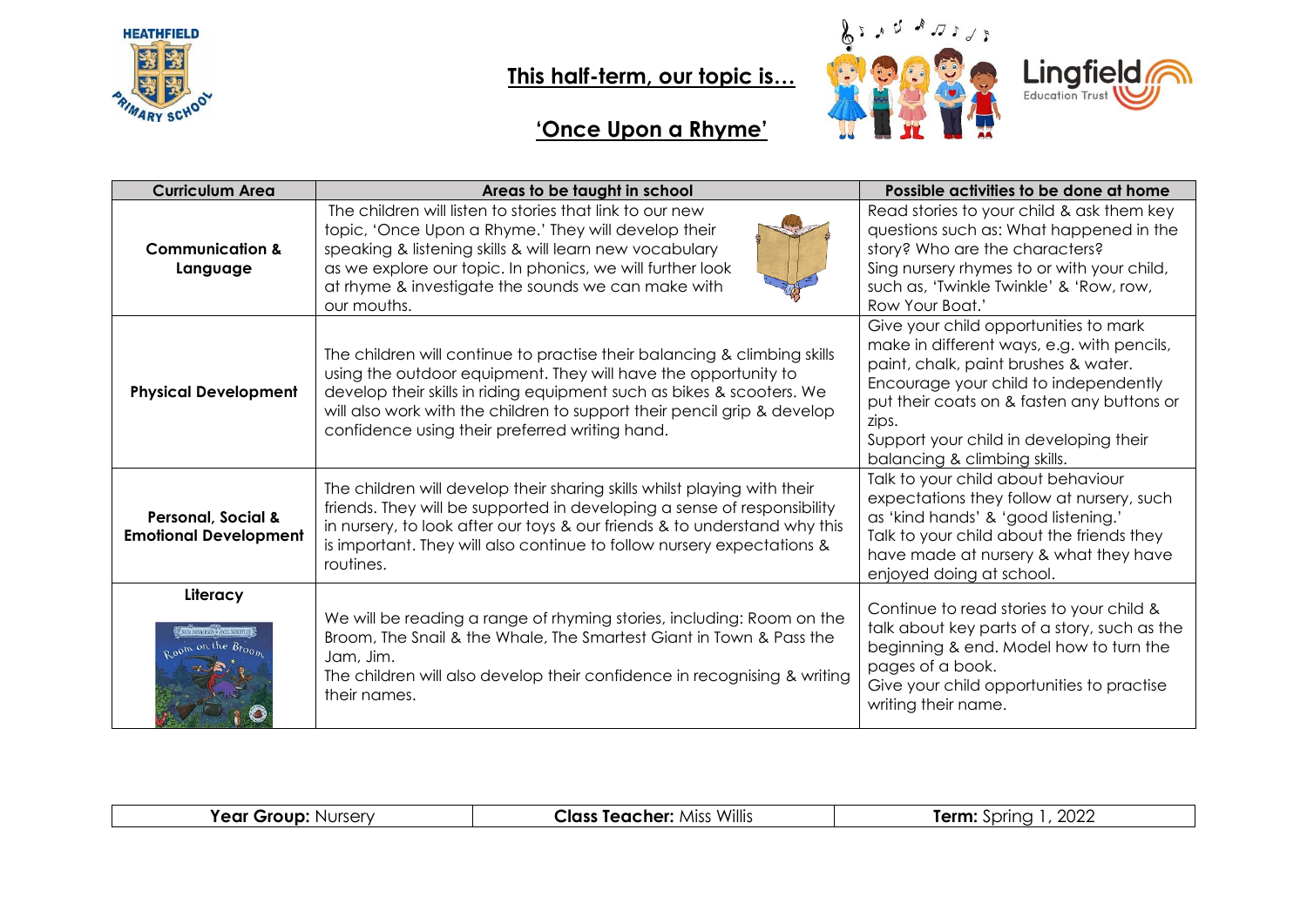HEATHFIELD PRIMARY SCHOOL

# This half-term, our topic is…

## 'Once Upon a Rhyme'

Lingfield Education Trust

| Curriculum Area | Areas to be taught in school | Possible activities to be done at home |
|---|---|---|
| **Communication & Language** | The children will listen to stories that link to our new topic, 'Once Upon a Rhyme.' They will develop their speaking & listening skills & will learn new vocabulary as we explore our topic. In phonics, we will further look at rhyme & investigate the sounds we can make with our mouths. | Read stories to your child & ask them key questions such as: What happened in the story? Who are the characters? Sing nursery rhymes to or with your child, such as, 'Twinkle Twinkle' & 'Row, row, Row Your Boat.' |
| **Physical Development** | The children will continue to practise their balancing & climbing skills using the outdoor equipment. They will have the opportunity to develop their skills in riding equipment such as bikes & scooters. We will also work with the children to support their pencil grip & develop confidence using their preferred writing hand. | Give your child opportunities to mark make in different ways, e.g. with pencils, paint, chalk, paint brushes & water. Encourage your child to independently put their coats on & fasten any buttons or zips. Support your child in developing their balancing & climbing skills. |
| **Personal, Social & Emotional Development** | The children will develop their sharing skills whilst playing with their friends. They will be supported in developing a sense of responsibility in nursery, to look after our toys & our friends & to understand why this is important. They will also continue to follow nursery expectations & routines. | Talk to your child about behaviour expectations they follow at nursery, such as 'kind hands' & 'good listening.' Talk to your child about the friends they have made at nursery & what they have enjoyed doing at school. |
| **Literacy** | We will be reading a range of rhyming stories, including: Room on the Broom, The Snail & the Whale, The Smartest Giant in Town & Pass the Jam, Jim. The children will also develop their confidence in recognising & writing their names. | Continue to read stories to your child & talk about key parts of a story, such as the beginning & end. Model how to turn the pages of a book. Give your child opportunities to practise writing their name. |

| **Year Group:** Nursery | **Class Teacher:** Miss Willis | **Term:** Spring 1, 2022 |
|---|---|---|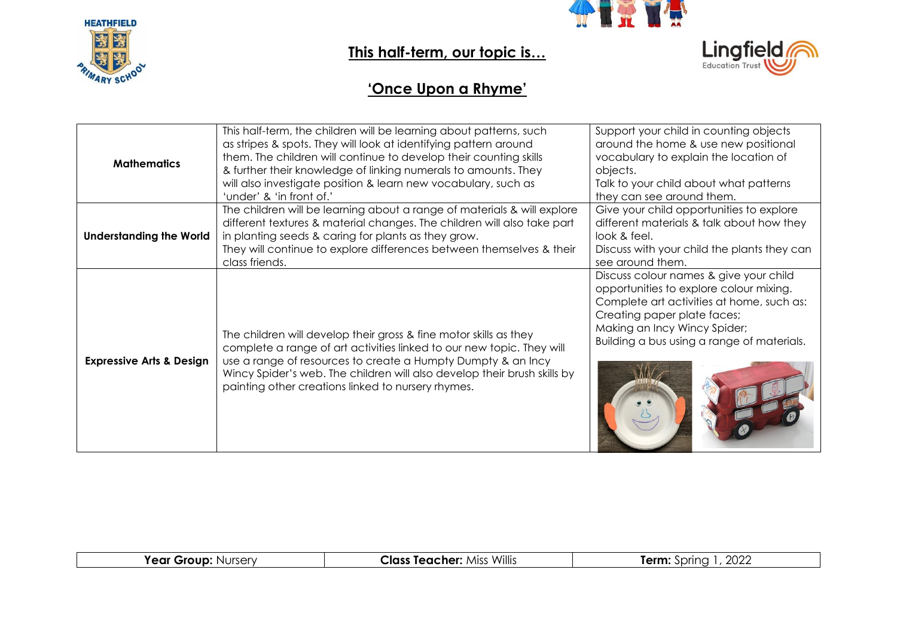## This half-term, our topic is…

## 'Once Upon a Rhyme'

| | | |
|---|---|---|
| **Mathematics** | This half-term, the children will be learning about patterns, such as stripes & spots. They will look at identifying pattern around them. The children will continue to develop their counting skills & further their knowledge of linking numerals to amounts. They will also investigate position & learn new vocabulary, such as 'under' & 'in front of.' | Support your child in counting objects around the home & use new positional vocabulary to explain the location of objects. Talk to your child about what patterns they can see around them. |
| **Understanding the World** | The children will be learning about a range of materials & will explore different textures & material changes. The children will also take part in planting seeds & caring for plants as they grow. They will continue to explore differences between themselves & their class friends. | Give your child opportunities to explore different materials & talk about how they look & feel. Discuss with your child the plants they can see around them. |
| **Expressive Arts & Design** | The children will develop their gross & fine motor skills as they complete a range of art activities linked to our new topic. They will use a range of resources to create a Humpty Dumpty & an Incy Wincy Spider's web. The children will also develop their brush skills by painting other creations linked to nursery rhymes. | Discuss colour names & give your child opportunities to explore colour mixing. Complete art activities at home, such as: Creating paper plate faces; Making an Incy Wincy Spider; Building a bus using a range of materials. |

| **Year Group:** Nursery | **Class Teacher:** Miss Willis | **Term:** Spring 1, 2022 |
|---|---|---|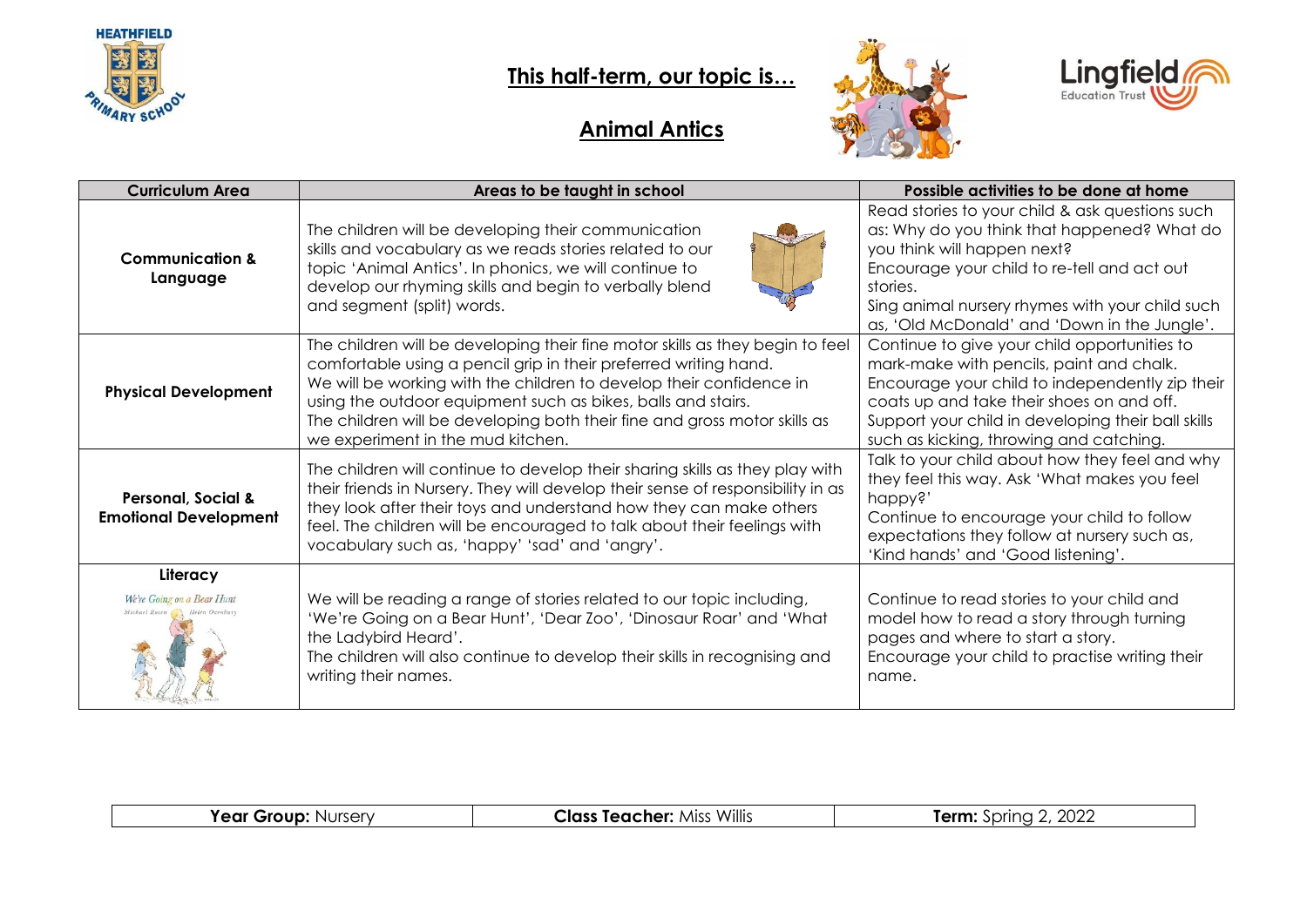HEATHFIELD PRIMARY SCHOOL

# This half-term, our topic is…

## Animal Antics

Lingfield Education Trust

| Curriculum Area | Areas to be taught in school | Possible activities to be done at home |
| --- | --- | --- |
| **Communication & Language** | The children will be developing their communication skills and vocabulary as we reads stories related to our topic 'Animal Antics'. In phonics, we will continue to develop our rhyming skills and begin to verbally blend and segment (split) words. | Read stories to your child & ask questions such as: Why do you think that happened? What do you think will happen next? Encourage your child to re-tell and act out stories. Sing animal nursery rhymes with your child such as, 'Old McDonald' and 'Down in the Jungle'. |
| **Physical Development** | The children will be developing their fine motor skills as they begin to feel comfortable using a pencil grip in their preferred writing hand. We will be working with the children to develop their confidence in using the outdoor equipment such as bikes, balls and stairs. The children will be developing both their fine and gross motor skills as we experiment in the mud kitchen. | Continue to give your child opportunities to mark-make with pencils, paint and chalk. Encourage your child to independently zip their coats up and take their shoes on and off. Support your child in developing their ball skills such as kicking, throwing and catching. |
| **Personal, Social & Emotional Development** | The children will continue to develop their sharing skills as they play with their friends in Nursery. They will develop their sense of responsibility in as they look after their toys and understand how they can make others feel. The children will be encouraged to talk about their feelings with vocabulary such as, 'happy' 'sad' and 'angry'. | Talk to your child about how they feel and why they feel this way. Ask 'What makes you feel happy?' Continue to encourage your child to follow expectations they follow at nursery such as, 'Kind hands' and 'Good listening'. |
| **Literacy** | We will be reading a range of stories related to our topic including, 'We're Going on a Bear Hunt', 'Dear Zoo', 'Dinosaur Roar' and 'What the Ladybird Heard'. The children will also continue to develop their skills in recognising and writing their names. | Continue to read stories to your child and model how to read a story through turning pages and where to start a story. Encourage your child to practise writing their name. |

| **Year Group:** Nursery | **Class Teacher:** Miss Willis | **Term:** Spring 2, 2022 |
| --- | --- | --- |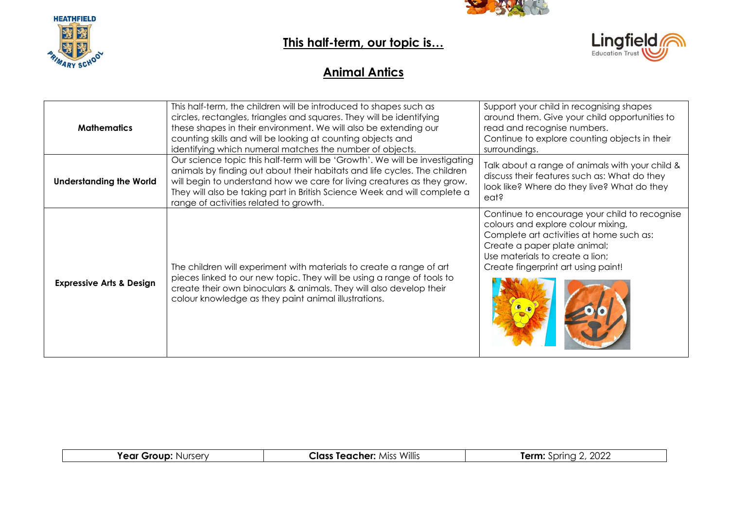## This half-term, our topic is…

## Animal Antics

| | | |
|---|---|---|
| **Mathematics** | This half-term, the children will be introduced to shapes such as circles, rectangles, triangles and squares. They will be identifying these shapes in their environment. We will also be extending our counting skills and will be looking at counting objects and identifying which numeral matches the number of objects. | Support your child in recognising shapes around them. Give your child opportunities to read and recognise numbers. Continue to explore counting objects in their surroundings. |
| **Understanding the World** | Our science topic this half-term will be 'Growth'. We will be investigating animals by finding out about their habitats and life cycles. The children will begin to understand how we care for living creatures as they grow. They will also be taking part in British Science Week and will complete a range of activities related to growth. | Talk about a range of animals with your child & discuss their features such as: What do they look like? Where do they live? What do they eat? |
| **Expressive Arts & Design** | The children will experiment with materials to create a range of art pieces linked to our new topic. They will be using a range of tools to create their own binoculars & animals. They will also develop their colour knowledge as they paint animal illustrations. | Continue to encourage your child to recognise colours and explore colour mixing, Complete art activities at home such as: Create a paper plate animal; Use materials to create a lion; Create fingerprint art using paint! |

| | | |
|---|---|---|
| **Year Group:** Nursery | **Class Teacher:** Miss Willis | **Term:** Spring 2, 2022 |